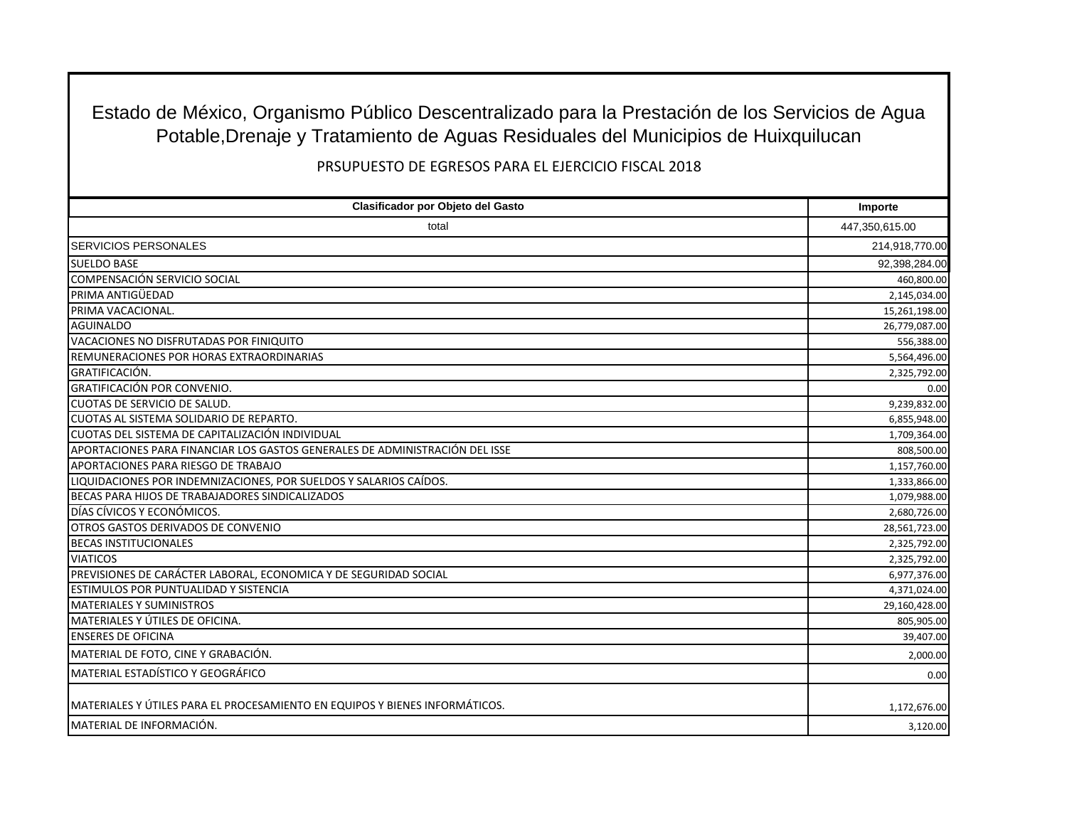# Estado de México, Organismo Público Descentralizado para la Prestación de los Servicios de Agua Potable,Drenaje y Tratamiento de Aguas Residuales del Municipios de Huixquilucan

PRSUPUESTO DE EGRESOS PARA EL EJERCICIO FISCAL 2018

| Clasificador por Objeto del Gasto | Importe |
|---|---|
| total | 447,350,615.00 |
| SERVICIOS PERSONALES | 214,918,770.00 |
| SUELDO BASE | 92,398,284.00 |
| COMPENSACIÓN SERVICIO SOCIAL | 460,800.00 |
| PRIMA ANTIGÜEDAD | 2,145,034.00 |
| PRIMA VACACIONAL. | 15,261,198.00 |
| AGUINALDO | 26,779,087.00 |
| VACACIONES NO DISFRUTADAS POR FINIQUITO | 556,388.00 |
| REMUNERACIONES POR HORAS EXTRAORDINARIAS | 5,564,496.00 |
| GRATIFICACIÓN. | 2,325,792.00 |
| GRATIFICACIÓN POR CONVENIO. | 0.00 |
| CUOTAS DE SERVICIO DE SALUD. | 9,239,832.00 |
| CUOTAS AL SISTEMA SOLIDARIO DE REPARTO. | 6,855,948.00 |
| CUOTAS DEL SISTEMA DE CAPITALIZACIÓN INDIVIDUAL | 1,709,364.00 |
| APORTACIONES PARA FINANCIAR LOS GASTOS GENERALES DE ADMINISTRACIÓN DEL ISSE | 808,500.00 |
| APORTACIONES PARA RIESGO DE TRABAJO | 1,157,760.00 |
| LIQUIDACIONES POR INDEMNIZACIONES, POR SUELDOS Y SALARIOS CAÍDOS. | 1,333,866.00 |
| BECAS PARA HIJOS DE TRABAJADORES SINDICALIZADOS | 1,079,988.00 |
| DÍAS CÍVICOS Y ECONÓMICOS. | 2,680,726.00 |
| OTROS GASTOS DERIVADOS DE CONVENIO | 28,561,723.00 |
| BECAS INSTITUCIONALES | 2,325,792.00 |
| VIATICOS | 2,325,792.00 |
| PREVISIONES DE CARÁCTER LABORAL, ECONOMICA Y DE SEGURIDAD SOCIAL | 6,977,376.00 |
| ESTIMULOS POR PUNTUALIDAD Y SISTENCIA | 4,371,024.00 |
| MATERIALES Y SUMINISTROS | 29,160,428.00 |
| MATERIALES Y ÚTILES DE OFICINA. | 805,905.00 |
| ENSERES DE OFICINA | 39,407.00 |
| MATERIAL DE FOTO, CINE Y GRABACIÓN. | 2,000.00 |
| MATERIAL ESTADÍSTICO Y GEOGRÁFICO | 0.00 |
| MATERIALES Y ÚTILES PARA EL PROCESAMIENTO EN EQUIPOS Y BIENES INFORMÁTICOS. | 1,172,676.00 |
| MATERIAL DE INFORMACIÓN. | 3,120.00 |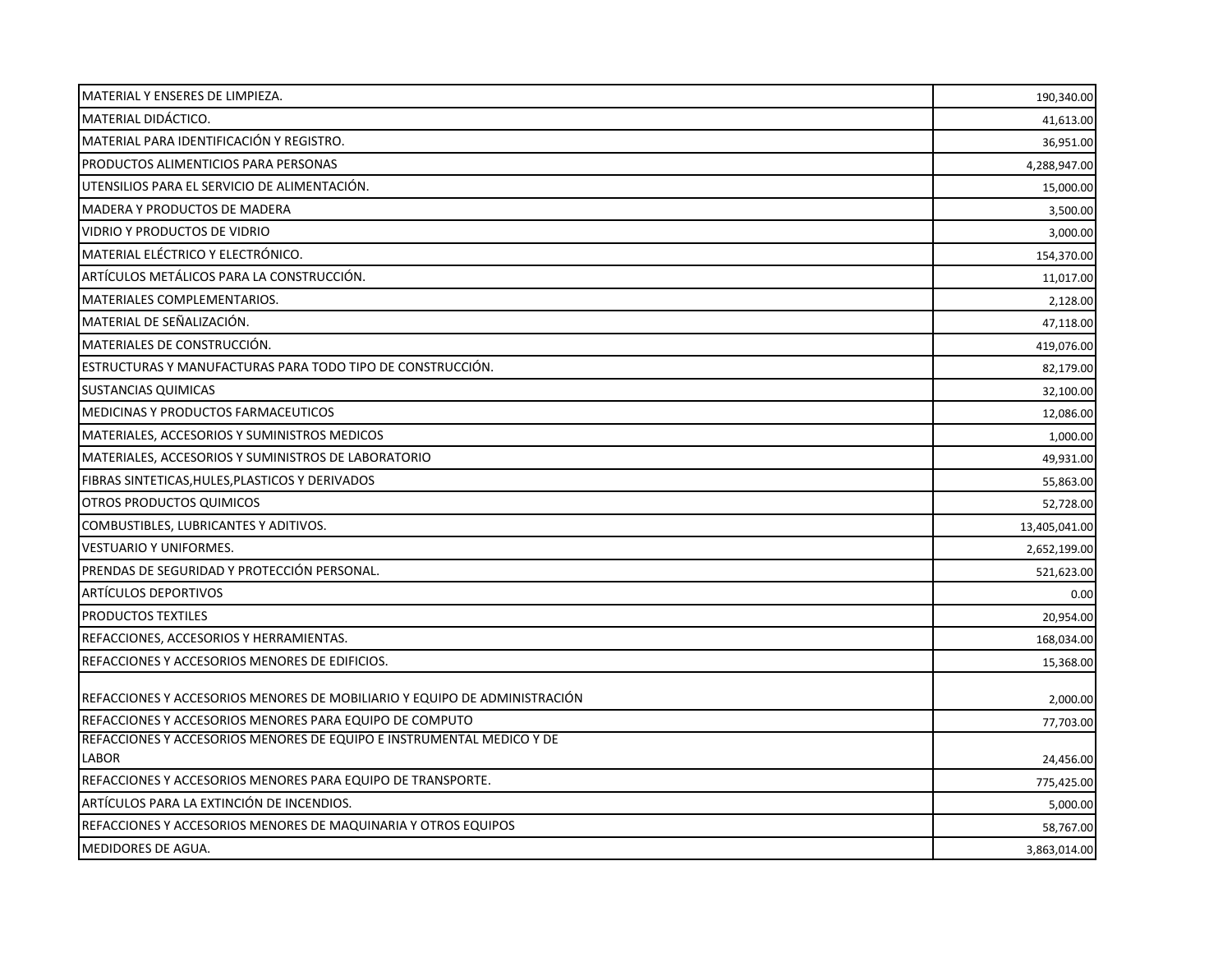| | |
|---|---|
| MATERIAL Y ENSERES DE LIMPIEZA. | 190,340.00 |
| MATERIAL DIDÁCTICO. | 41,613.00 |
| MATERIAL PARA IDENTIFICACIÓN Y REGISTRO. | 36,951.00 |
| PRODUCTOS ALIMENTICIOS PARA PERSONAS | 4,288,947.00 |
| UTENSILIOS PARA EL SERVICIO DE ALIMENTACIÓN. | 15,000.00 |
| MADERA Y PRODUCTOS DE MADERA | 3,500.00 |
| VIDRIO Y PRODUCTOS DE VIDRIO | 3,000.00 |
| MATERIAL ELÉCTRICO Y ELECTRÓNICO. | 154,370.00 |
| ARTÍCULOS METÁLICOS PARA LA CONSTRUCCIÓN. | 11,017.00 |
| MATERIALES COMPLEMENTARIOS. | 2,128.00 |
| MATERIAL DE SEÑALIZACIÓN. | 47,118.00 |
| MATERIALES DE CONSTRUCCIÓN. | 419,076.00 |
| ESTRUCTURAS Y MANUFACTURAS PARA TODO TIPO DE CONSTRUCCIÓN. | 82,179.00 |
| SUSTANCIAS QUIMICAS | 32,100.00 |
| MEDICINAS Y PRODUCTOS FARMACEUTICOS | 12,086.00 |
| MATERIALES, ACCESORIOS Y SUMINISTROS MEDICOS | 1,000.00 |
| MATERIALES, ACCESORIOS Y SUMINISTROS DE LABORATORIO | 49,931.00 |
| FIBRAS SINTETICAS,HULES,PLASTICOS Y DERIVADOS | 55,863.00 |
| OTROS PRODUCTOS QUIMICOS | 52,728.00 |
| COMBUSTIBLES, LUBRICANTES Y ADITIVOS. | 13,405,041.00 |
| VESTUARIO Y UNIFORMES. | 2,652,199.00 |
| PRENDAS DE SEGURIDAD Y PROTECCIÓN PERSONAL. | 521,623.00 |
| ARTÍCULOS DEPORTIVOS | 0.00 |
| PRODUCTOS TEXTILES | 20,954.00 |
| REFACCIONES, ACCESORIOS Y HERRAMIENTAS. | 168,034.00 |
| REFACCIONES Y ACCESORIOS MENORES DE EDIFICIOS. | 15,368.00 |
| REFACCIONES Y ACCESORIOS MENORES DE MOBILIARIO Y EQUIPO DE ADMINISTRACIÓN | 2,000.00 |
| REFACCIONES Y ACCESORIOS MENORES PARA EQUIPO DE COMPUTO | 77,703.00 |
| REFACCIONES Y ACCESORIOS MENORES DE EQUIPO E INSTRUMENTAL MEDICO Y DE LABOR | 24,456.00 |
| REFACCIONES Y ACCESORIOS MENORES PARA EQUIPO DE TRANSPORTE. | 775,425.00 |
| ARTÍCULOS PARA LA EXTINCIÓN DE INCENDIOS. | 5,000.00 |
| REFACCIONES Y ACCESORIOS MENORES DE MAQUINARIA Y OTROS EQUIPOS | 58,767.00 |
| MEDIDORES DE AGUA. | 3,863,014.00 |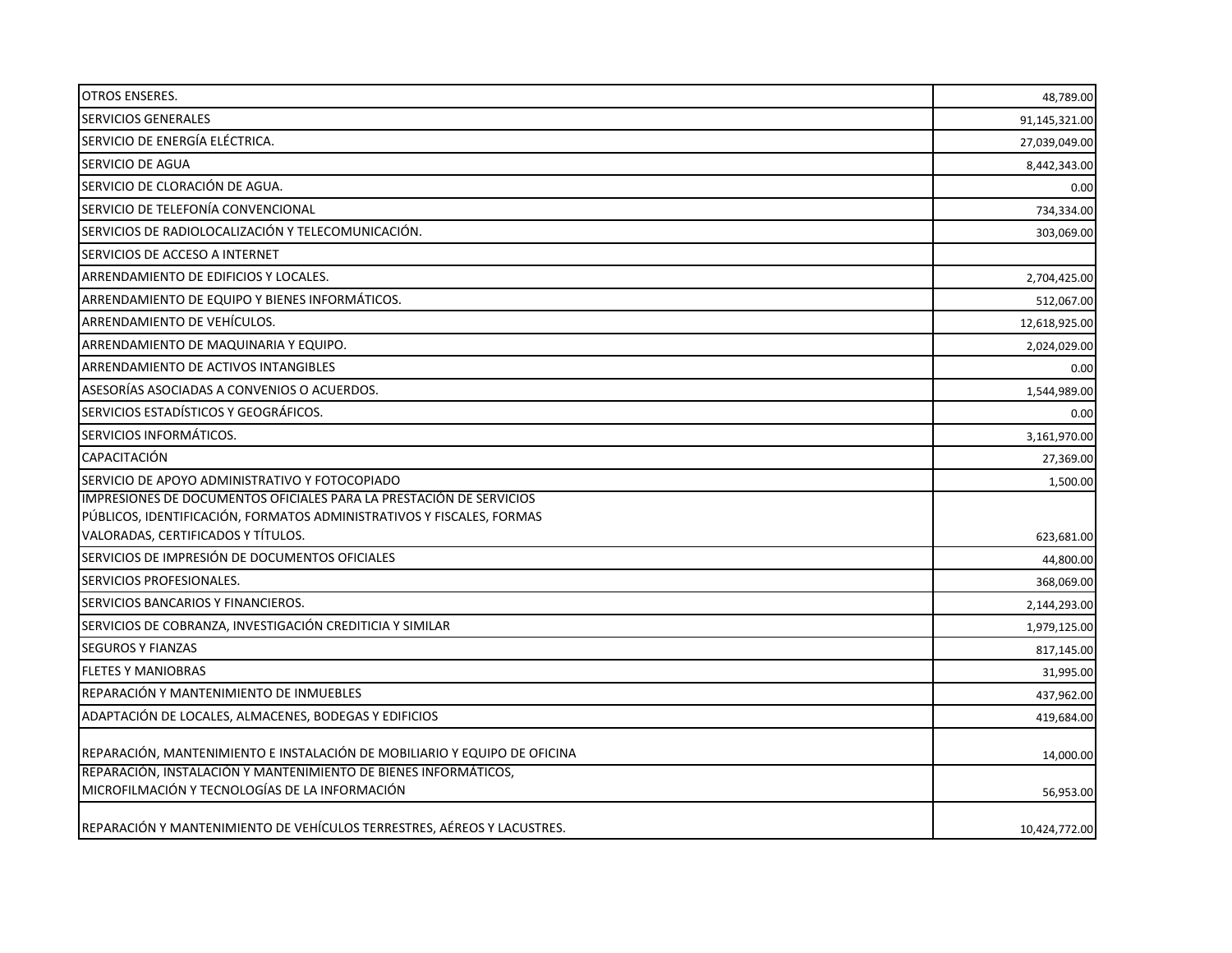| | |
|---|---|
| OTROS ENSERES. | 48,789.00 |
| SERVICIOS GENERALES | 91,145,321.00 |
| SERVICIO DE ENERGÍA ELÉCTRICA. | 27,039,049.00 |
| SERVICIO DE AGUA | 8,442,343.00 |
| SERVICIO DE CLORACIÓN DE AGUA. | 0.00 |
| SERVICIO DE TELEFONÍA CONVENCIONAL | 734,334.00 |
| SERVICIOS DE RADIOLOCALIZACIÓN Y TELECOMUNICACIÓN. | 303,069.00 |
| SERVICIOS DE ACCESO A INTERNET | |
| ARRENDAMIENTO DE EDIFICIOS Y LOCALES. | 2,704,425.00 |
| ARRENDAMIENTO DE EQUIPO Y BIENES INFORMÁTICOS. | 512,067.00 |
| ARRENDAMIENTO DE VEHÍCULOS. | 12,618,925.00 |
| ARRENDAMIENTO DE MAQUINARIA Y EQUIPO. | 2,024,029.00 |
| ARRENDAMIENTO DE ACTIVOS INTANGIBLES | 0.00 |
| ASESORÍAS ASOCIADAS A CONVENIOS O ACUERDOS. | 1,544,989.00 |
| SERVICIOS ESTADÍSTICOS Y GEOGRÁFICOS. | 0.00 |
| SERVICIOS INFORMÁTICOS. | 3,161,970.00 |
| CAPACITACIÓN | 27,369.00 |
| SERVICIO DE APOYO ADMINISTRATIVO Y FOTOCOPIADO | 1,500.00 |
| IMPRESIONES DE DOCUMENTOS OFICIALES PARA LA PRESTACIÓN DE SERVICIOS PÚBLICOS, IDENTIFICACIÓN, FORMATOS ADMINISTRATIVOS Y FISCALES, FORMAS VALORADAS, CERTIFICADOS Y TÍTULOS. | 623,681.00 |
| SERVICIOS DE IMPRESIÓN DE DOCUMENTOS OFICIALES | 44,800.00 |
| SERVICIOS PROFESIONALES. | 368,069.00 |
| SERVICIOS BANCARIOS Y FINANCIEROS. | 2,144,293.00 |
| SERVICIOS DE COBRANZA, INVESTIGACIÓN CREDITICIA Y SIMILAR | 1,979,125.00 |
| SEGUROS Y FIANZAS | 817,145.00 |
| FLETES Y MANIOBRAS | 31,995.00 |
| REPARACIÓN Y MANTENIMIENTO DE INMUEBLES | 437,962.00 |
| ADAPTACIÓN DE LOCALES, ALMACENES, BODEGAS Y EDIFICIOS | 419,684.00 |
| REPARACIÓN, MANTENIMIENTO E INSTALACIÓN DE MOBILIARIO Y EQUIPO DE OFICINA | 14,000.00 |
| REPARACIÓN, INSTALACIÓN Y MANTENIMIENTO DE BIENES INFORMÁTICOS, MICROFILMACIÓN Y TECNOLOGÍAS DE LA INFORMACIÓN | 56,953.00 |
| REPARACIÓN Y MANTENIMIENTO DE VEHÍCULOS TERRESTRES, AÉREOS Y LACUSTRES. | 10,424,772.00 |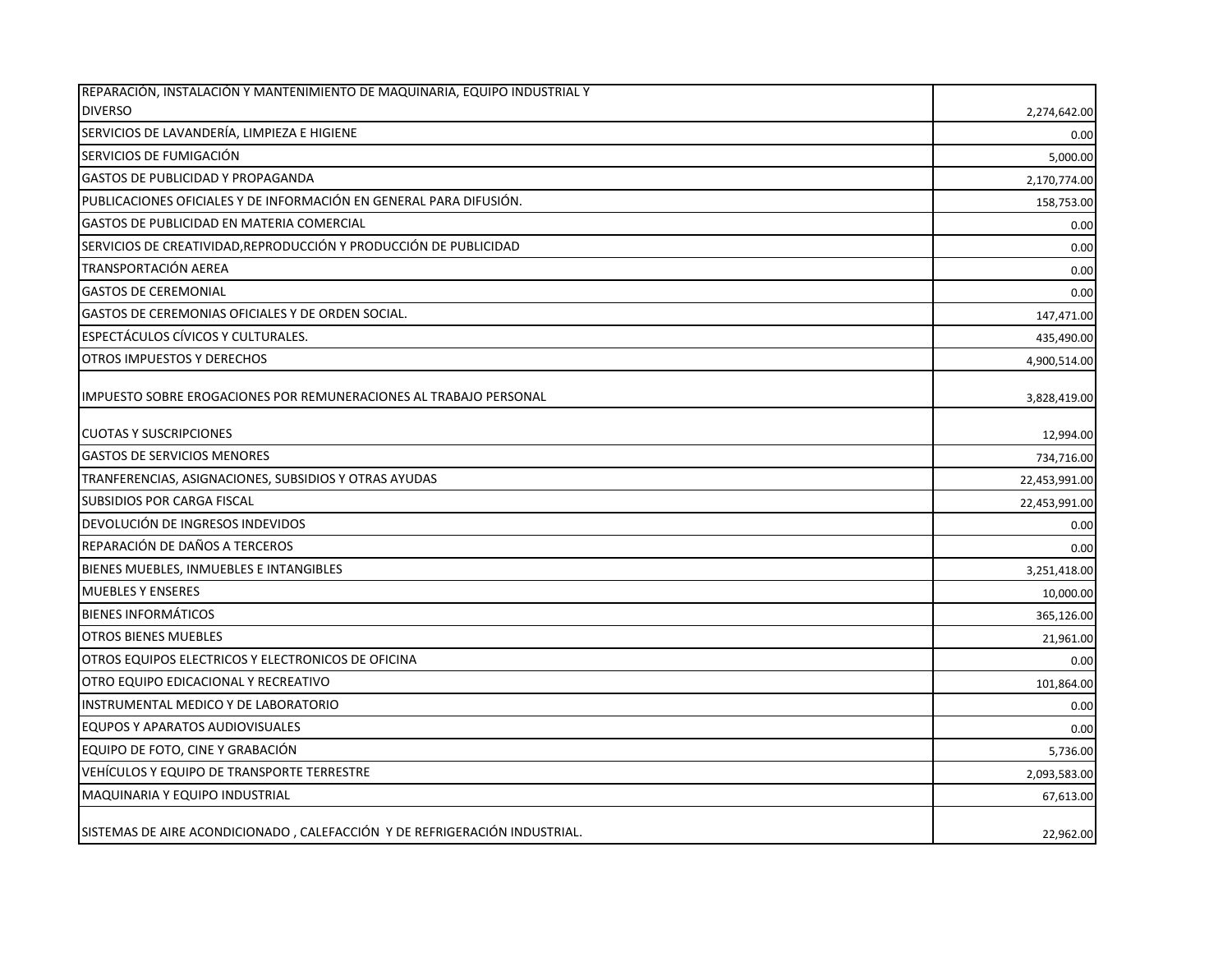| | |
|---|---|
| REPARACIÓN, INSTALACIÓN Y MANTENIMIENTO DE MAQUINARIA, EQUIPO INDUSTRIAL Y DIVERSO | 2,274,642.00 |
| SERVICIOS DE LAVANDERÍA, LIMPIEZA E HIGIENE | 0.00 |
| SERVICIOS DE FUMIGACIÓN | 5,000.00 |
| GASTOS DE PUBLICIDAD Y PROPAGANDA | 2,170,774.00 |
| PUBLICACIONES OFICIALES Y DE INFORMACIÓN EN GENERAL PARA DIFUSIÓN. | 158,753.00 |
| GASTOS DE PUBLICIDAD EN MATERIA COMERCIAL | 0.00 |
| SERVICIOS DE CREATIVIDAD,REPRODUCCIÓN Y PRODUCCIÓN DE PUBLICIDAD | 0.00 |
| TRANSPORTACIÓN AEREA | 0.00 |
| GASTOS DE CEREMONIAL | 0.00 |
| GASTOS DE CEREMONIAS OFICIALES Y DE ORDEN SOCIAL. | 147,471.00 |
| ESPECTÁCULOS CÍVICOS Y CULTURALES. | 435,490.00 |
| OTROS IMPUESTOS Y DERECHOS | 4,900,514.00 |
| IMPUESTO SOBRE EROGACIONES POR REMUNERACIONES AL TRABAJO PERSONAL | 3,828,419.00 |
| CUOTAS Y SUSCRIPCIONES | 12,994.00 |
| GASTOS DE SERVICIOS MENORES | 734,716.00 |
| TRANFERENCIAS, ASIGNACIONES, SUBSIDIOS Y OTRAS AYUDAS | 22,453,991.00 |
| SUBSIDIOS POR CARGA FISCAL | 22,453,991.00 |
| DEVOLUCIÓN DE INGRESOS INDEVIDOS | 0.00 |
| REPARACIÓN DE DAÑOS A TERCEROS | 0.00 |
| BIENES MUEBLES, INMUEBLES E INTANGIBLES | 3,251,418.00 |
| MUEBLES Y ENSERES | 10,000.00 |
| BIENES INFORMÁTICOS | 365,126.00 |
| OTROS BIENES MUEBLES | 21,961.00 |
| OTROS EQUIPOS ELECTRICOS Y ELECTRONICOS DE OFICINA | 0.00 |
| OTRO EQUIPO EDICACIONAL Y RECREATIVO | 101,864.00 |
| INSTRUMENTAL MEDICO Y DE LABORATORIO | 0.00 |
| EQUPOS Y APARATOS AUDIOVISUALES | 0.00 |
| EQUIPO DE FOTO, CINE Y GRABACIÓN | 5,736.00 |
| VEHÍCULOS Y EQUIPO DE TRANSPORTE TERRESTRE | 2,093,583.00 |
| MAQUINARIA Y EQUIPO INDUSTRIAL | 67,613.00 |
| SISTEMAS DE AIRE ACONDICIONADO , CALEFACCIÓN Y DE REFRIGERACIÓN INDUSTRIAL. | 22,962.00 |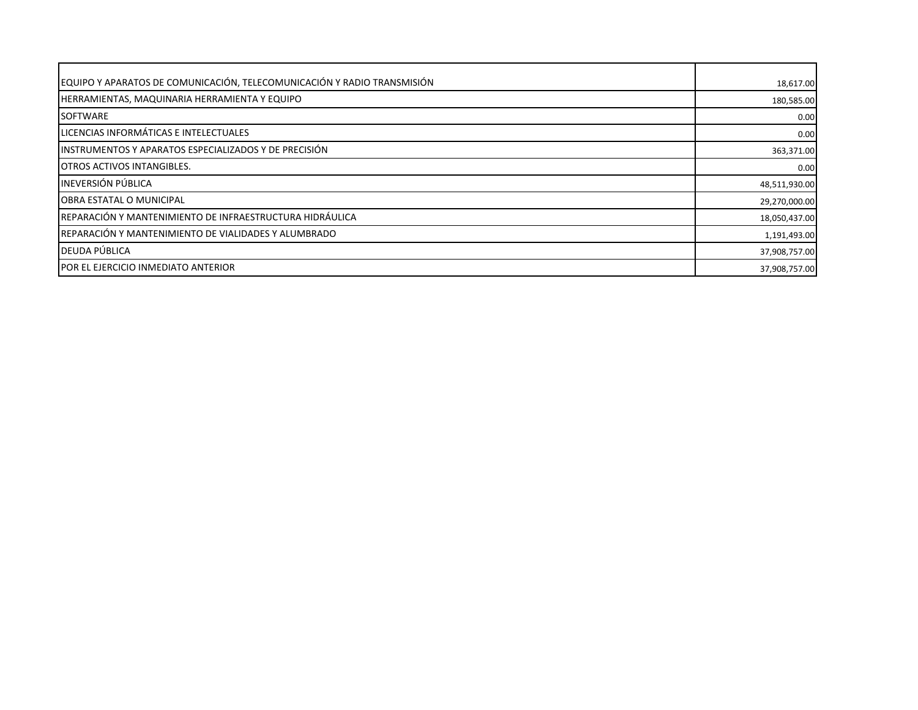| | |
|---|---|
| EQUIPO Y APARATOS DE COMUNICACIÓN, TELECOMUNICACIÓN Y RADIO TRANSMISIÓN | 18,617.00 |
| HERRAMIENTAS, MAQUINARIA HERRAMIENTA Y EQUIPO | 180,585.00 |
| SOFTWARE | 0.00 |
| LICENCIAS INFORMÁTICAS E INTELECTUALES | 0.00 |
| INSTRUMENTOS Y APARATOS ESPECIALIZADOS Y DE PRECISIÓN | 363,371.00 |
| OTROS ACTIVOS INTANGIBLES. | 0.00 |
| INEVERSIÓN PÚBLICA | 48,511,930.00 |
| OBRA ESTATAL O MUNICIPAL | 29,270,000.00 |
| REPARACIÓN Y MANTENIMIENTO DE INFRAESTRUCTURA HIDRÁULICA | 18,050,437.00 |
| REPARACIÓN Y MANTENIMIENTO DE VIALIDADES Y ALUMBRADO | 1,191,493.00 |
| DEUDA PÚBLICA | 37,908,757.00 |
| POR EL EJERCICIO INMEDIATO ANTERIOR | 37,908,757.00 |